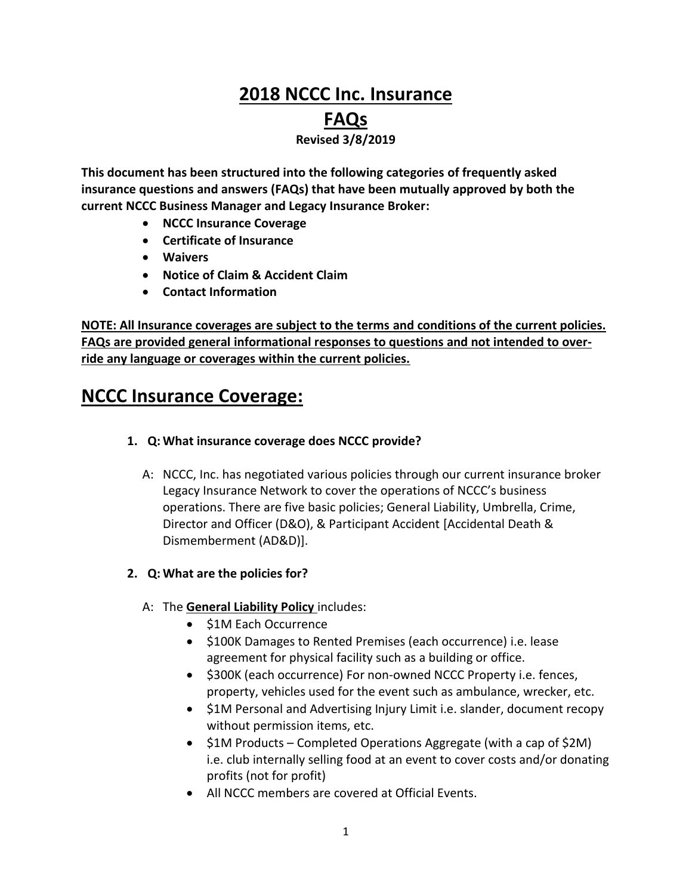# 2018 NCCC Inc. Insurance FAQs

**Revised 3/8/2019**

**This document has been structured into the following categories of frequently asked insurance questions and answers (FAQs) that have been mutually approved by both the current NCCC Business Manager and Legacy Insurance Broker:**

- **NCCC Insurance Coverage**
- **Certificate of Insurance**
- **Waivers**
- **Notice of Claim & Accident Claim**
- **Contact Information**

**NOTE: All Insurance coverages are subject to the terms and conditions of the current policies. FAQs are provided general informational responses to questions and not intended to over-ride any language or coverages within the current policies.**

## NCCC Insurance Coverage:

1. **Q: What insurance coverage does NCCC provide?**

   A: NCCC, Inc. has negotiated various policies through our current insurance broker Legacy Insurance Network to cover the operations of NCCC's business operations. There are five basic policies; General Liability, Umbrella, Crime, Director and Officer (D&O), & Participant Accident [Accidental Death & Dismemberment (AD&D)].

2. **Q: What are the policies for?**

   A: The **General Liability Policy** includes:
   - $1M Each Occurrence
   - $100K Damages to Rented Premises (each occurrence) i.e. lease agreement for physical facility such as a building or office.
   - $300K (each occurrence) For non-owned NCCC Property i.e. fences, property, vehicles used for the event such as ambulance, wrecker, etc.
   - $1M Personal and Advertising Injury Limit i.e. slander, document recopy without permission items, etc.
   - $1M Products – Completed Operations Aggregate (with a cap of $2M) i.e. club internally selling food at an event to cover costs and/or donating profits (not for profit)
   - All NCCC members are covered at Official Events.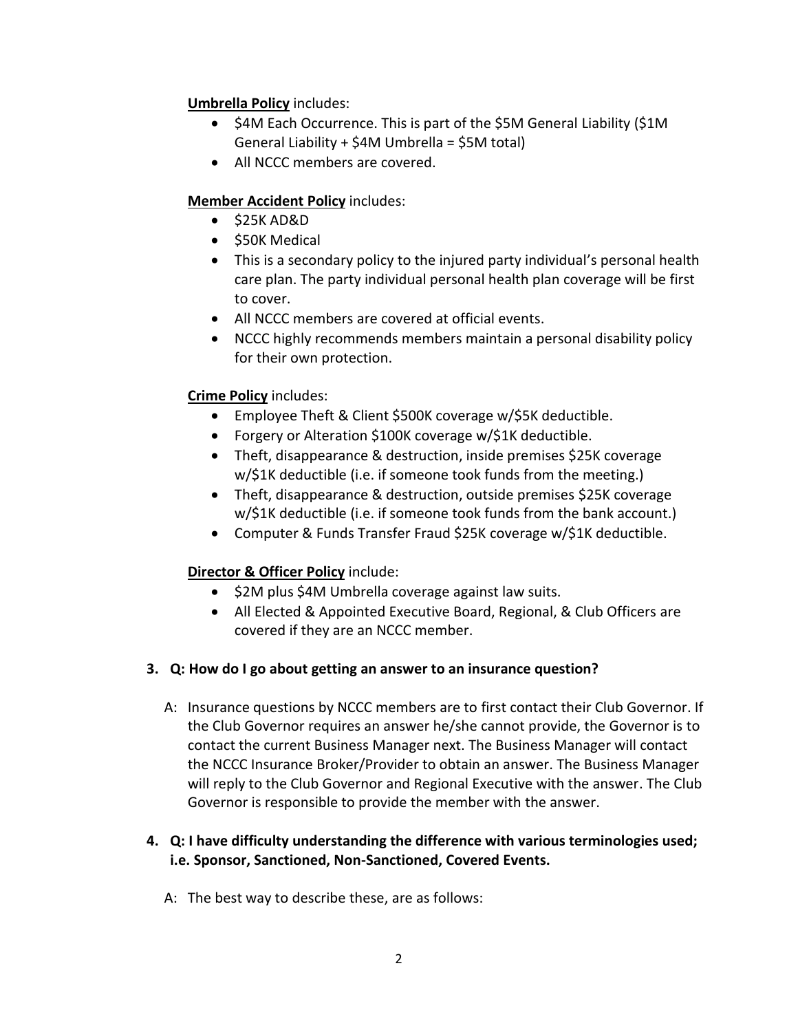**Umbrella Policy** includes:

- $4M Each Occurrence. This is part of the $5M General Liability ($1M General Liability + $4M Umbrella = $5M total)
- All NCCC members are covered.

**Member Accident Policy** includes:

- $25K AD&D
- $50K Medical
- This is a secondary policy to the injured party individual's personal health care plan. The party individual personal health plan coverage will be first to cover.
- All NCCC members are covered at official events.
- NCCC highly recommends members maintain a personal disability policy for their own protection.

**Crime Policy** includes:

- Employee Theft & Client $500K coverage w/$5K deductible.
- Forgery or Alteration $100K coverage w/$1K deductible.
- Theft, disappearance & destruction, inside premises $25K coverage w/$1K deductible (i.e. if someone took funds from the meeting.)
- Theft, disappearance & destruction, outside premises $25K coverage w/$1K deductible (i.e. if someone took funds from the bank account.)
- Computer & Funds Transfer Fraud $25K coverage w/$1K deductible.

**Director & Officer Policy** include:

- $2M plus $4M Umbrella coverage against law suits.
- All Elected & Appointed Executive Board, Regional, & Club Officers are covered if they are an NCCC member.

3. **Q: How do I go about getting an answer to an insurance question?**

   A: Insurance questions by NCCC members are to first contact their Club Governor. If the Club Governor requires an answer he/she cannot provide, the Governor is to contact the current Business Manager next. The Business Manager will contact the NCCC Insurance Broker/Provider to obtain an answer. The Business Manager will reply to the Club Governor and Regional Executive with the answer. The Club Governor is responsible to provide the member with the answer.

4. **Q: I have difficulty understanding the difference with various terminologies used; i.e. Sponsor, Sanctioned, Non-Sanctioned, Covered Events.**

   A: The best way to describe these, are as follows: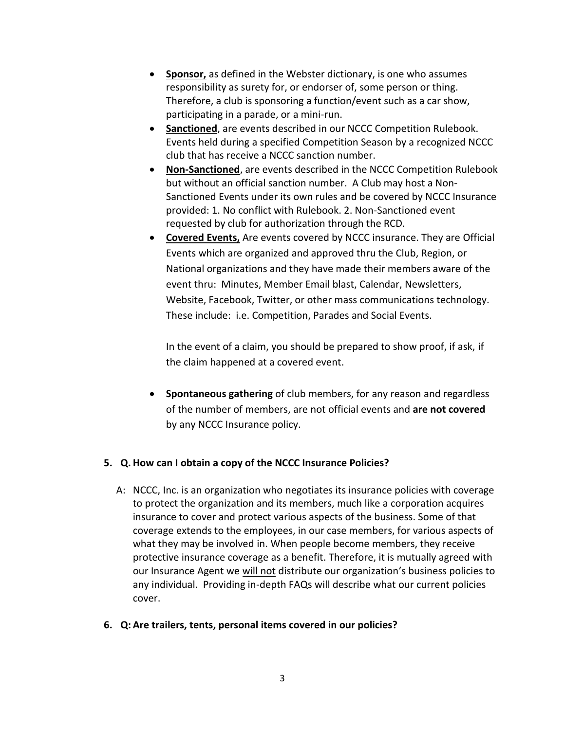- **Sponsor,** as defined in the Webster dictionary, is one who assumes responsibility as surety for, or endorser of, some person or thing. Therefore, a club is sponsoring a function/event such as a car show, participating in a parade, or a mini-run.
- **Sanctioned**, are events described in our NCCC Competition Rulebook. Events held during a specified Competition Season by a recognized NCCC club that has receive a NCCC sanction number.
- **Non-Sanctioned**, are events described in the NCCC Competition Rulebook but without an official sanction number. A Club may host a Non-Sanctioned Events under its own rules and be covered by NCCC Insurance provided: 1. No conflict with Rulebook. 2. Non-Sanctioned event requested by club for authorization through the RCD.
- **Covered Events,** Are events covered by NCCC insurance. They are Official Events which are organized and approved thru the Club, Region, or National organizations and they have made their members aware of the event thru: Minutes, Member Email blast, Calendar, Newsletters, Website, Facebook, Twitter, or other mass communications technology. These include: i.e. Competition, Parades and Social Events.

  In the event of a claim, you should be prepared to show proof, if ask, if the claim happened at a covered event.

- **Spontaneous gathering** of club members, for any reason and regardless of the number of members, are not official events and **are not covered** by any NCCC Insurance policy.

**5. Q. How can I obtain a copy of the NCCC Insurance Policies?**

A: NCCC, Inc. is an organization who negotiates its insurance policies with coverage to protect the organization and its members, much like a corporation acquires insurance to cover and protect various aspects of the business. Some of that coverage extends to the employees, in our case members, for various aspects of what they may be involved in. When people become members, they receive protective insurance coverage as a benefit. Therefore, it is mutually agreed with our Insurance Agent we <u>will not</u> distribute our organization's business policies to any individual. Providing in-depth FAQs will describe what our current policies cover.

**6. Q: Are trailers, tents, personal items covered in our policies?**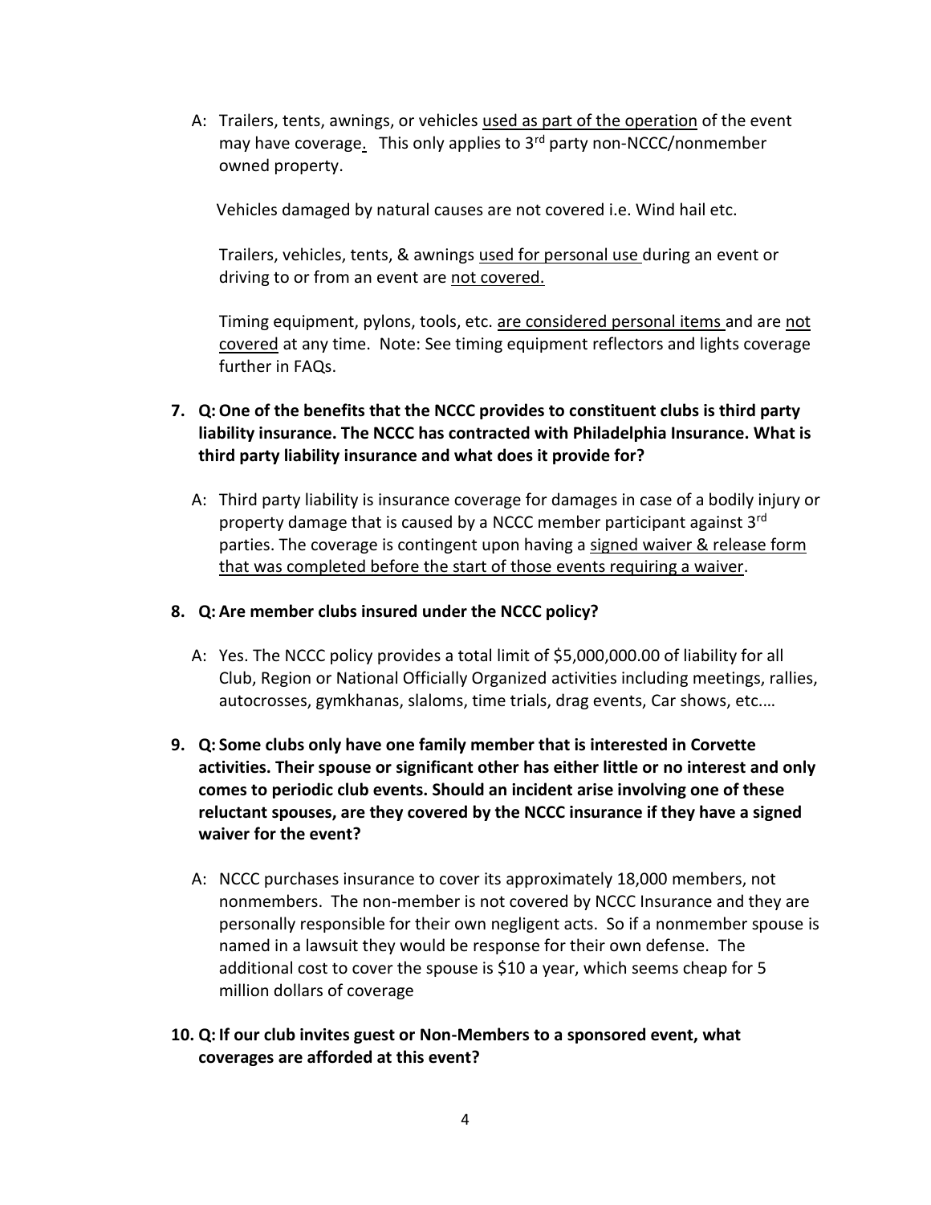A: Trailers, tents, awnings, or vehicles used as part of the operation of the event may have coverage. This only applies to 3rd party non-NCCC/nonmember owned property.

Vehicles damaged by natural causes are not covered i.e. Wind hail etc.

Trailers, vehicles, tents, & awnings used for personal use during an event or driving to or from an event are not covered.

Timing equipment, pylons, tools, etc. are considered personal items and are not covered at any time. Note: See timing equipment reflectors and lights coverage further in FAQs.

7. **Q: One of the benefits that the NCCC provides to constituent clubs is third party liability insurance. The NCCC has contracted with Philadelphia Insurance. What is third party liability insurance and what does it provide for?**

   A: Third party liability is insurance coverage for damages in case of a bodily injury or property damage that is caused by a NCCC member participant against 3rd parties. The coverage is contingent upon having a signed waiver & release form that was completed before the start of those events requiring a waiver.

8. **Q: Are member clubs insured under the NCCC policy?**

   A: Yes. The NCCC policy provides a total limit of $5,000,000.00 of liability for all Club, Region or National Officially Organized activities including meetings, rallies, autocrosses, gymkhanas, slaloms, time trials, drag events, Car shows, etc.…

9. **Q: Some clubs only have one family member that is interested in Corvette activities. Their spouse or significant other has either little or no interest and only comes to periodic club events. Should an incident arise involving one of these reluctant spouses, are they covered by the NCCC insurance if they have a signed waiver for the event?**

   A: NCCC purchases insurance to cover its approximately 18,000 members, not nonmembers. The non-member is not covered by NCCC Insurance and they are personally responsible for their own negligent acts. So if a nonmember spouse is named in a lawsuit they would be response for their own defense. The additional cost to cover the spouse is $10 a year, which seems cheap for 5 million dollars of coverage

10. **Q: If our club invites guest or Non-Members to a sponsored event, what coverages are afforded at this event?**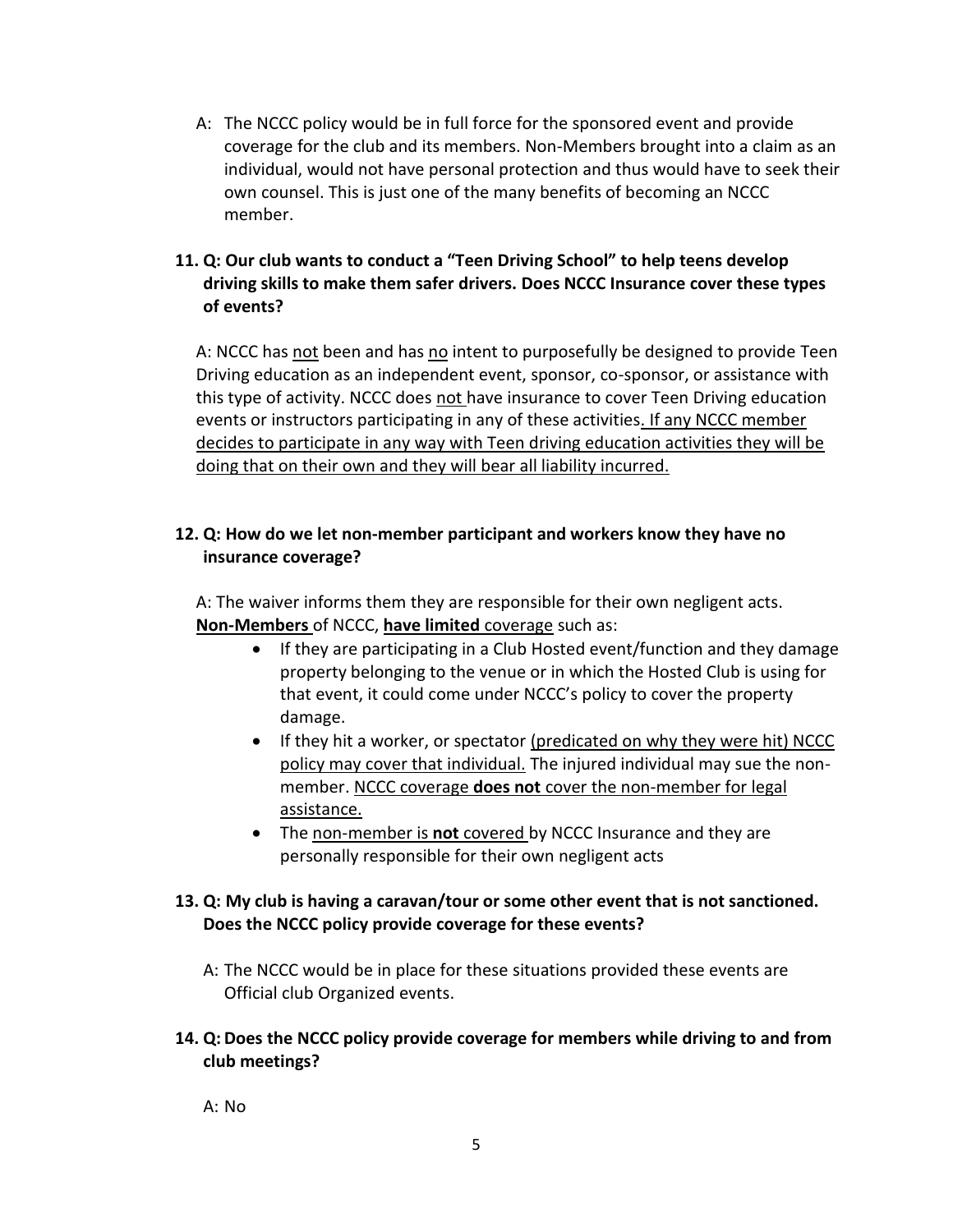A: The NCCC policy would be in full force for the sponsored event and provide coverage for the club and its members. Non-Members brought into a claim as an individual, would not have personal protection and thus would have to seek their own counsel. This is just one of the many benefits of becoming an NCCC member.

**11. Q: Our club wants to conduct a "Teen Driving School" to help teens develop driving skills to make them safer drivers. Does NCCC Insurance cover these types of events?**

A: NCCC has not been and has no intent to purposefully be designed to provide Teen Driving education as an independent event, sponsor, co-sponsor, or assistance with this type of activity. NCCC does not have insurance to cover Teen Driving education events or instructors participating in any of these activities. If any NCCC member decides to participate in any way with Teen driving education activities they will be doing that on their own and they will bear all liability incurred.

**12. Q: How do we let non-member participant and workers know they have no insurance coverage?**

A: The waiver informs them they are responsible for their own negligent acts. **Non-Members** of NCCC, **have limited** coverage such as:

- If they are participating in a Club Hosted event/function and they damage property belonging to the venue or in which the Hosted Club is using for that event, it could come under NCCC's policy to cover the property damage.
- If they hit a worker, or spectator (predicated on why they were hit) NCCC policy may cover that individual. The injured individual may sue the non-member. NCCC coverage **does not** cover the non-member for legal assistance.
- The non-member is **not** covered by NCCC Insurance and they are personally responsible for their own negligent acts

**13. Q: My club is having a caravan/tour or some other event that is not sanctioned. Does the NCCC policy provide coverage for these events?**

A: The NCCC would be in place for these situations provided these events are Official club Organized events.

**14. Q: Does the NCCC policy provide coverage for members while driving to and from club meetings?**

A: No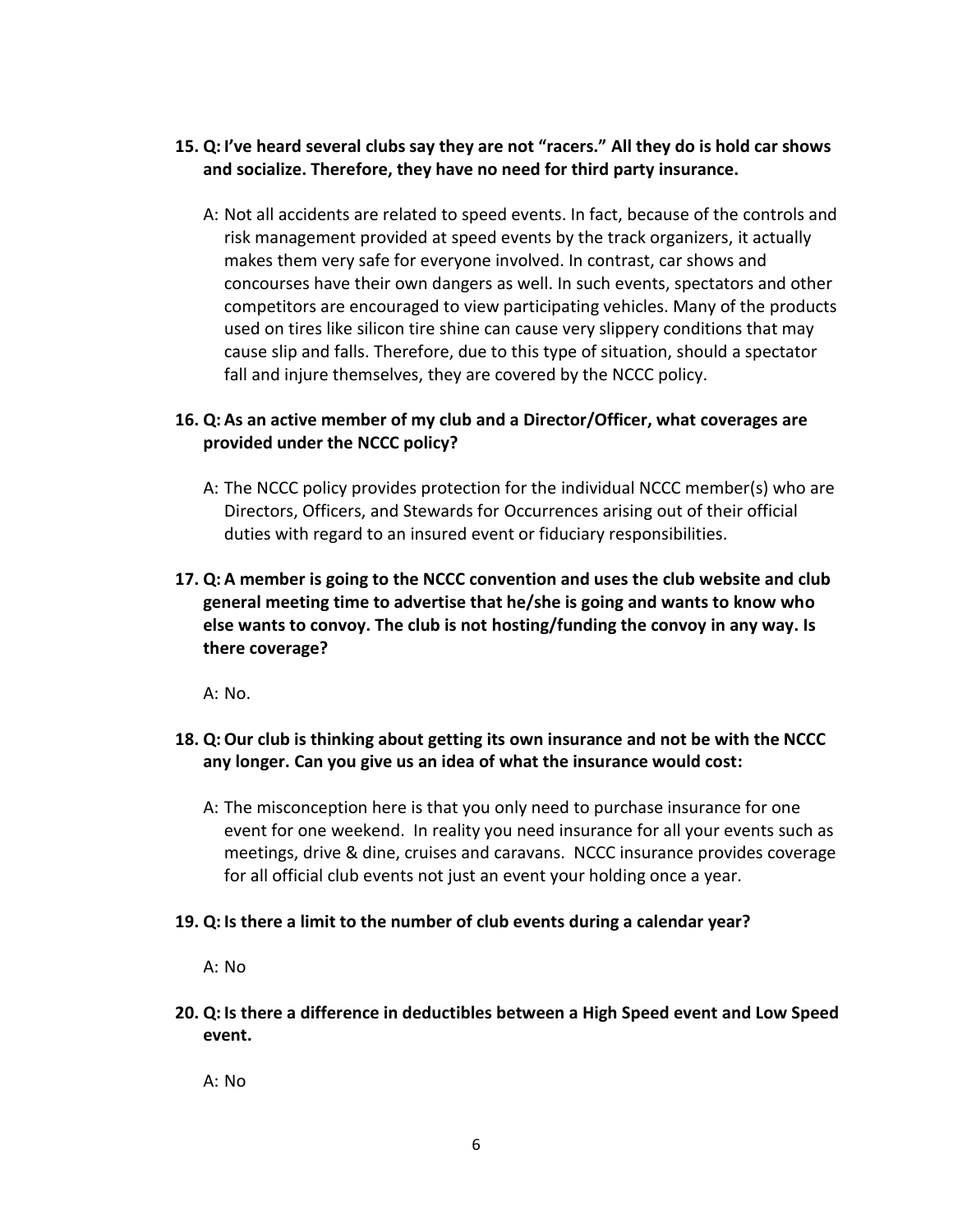15. **Q: I've heard several clubs say they are not "racers." All they do is hold car shows and socialize. Therefore, they have no need for third party insurance.**

    A: Not all accidents are related to speed events. In fact, because of the controls and risk management provided at speed events by the track organizers, it actually makes them very safe for everyone involved. In contrast, car shows and concourses have their own dangers as well. In such events, spectators and other competitors are encouraged to view participating vehicles. Many of the products used on tires like silicon tire shine can cause very slippery conditions that may cause slip and falls. Therefore, due to this type of situation, should a spectator fall and injure themselves, they are covered by the NCCC policy.

16. **Q: As an active member of my club and a Director/Officer, what coverages are provided under the NCCC policy?**

    A: The NCCC policy provides protection for the individual NCCC member(s) who are Directors, Officers, and Stewards for Occurrences arising out of their official duties with regard to an insured event or fiduciary responsibilities.

17. **Q: A member is going to the NCCC convention and uses the club website and club general meeting time to advertise that he/she is going and wants to know who else wants to convoy. The club is not hosting/funding the convoy in any way. Is there coverage?**

    A: No.

18. **Q: Our club is thinking about getting its own insurance and not be with the NCCC any longer. Can you give us an idea of what the insurance would cost:**

    A: The misconception here is that you only need to purchase insurance for one event for one weekend. In reality you need insurance for all your events such as meetings, drive & dine, cruises and caravans. NCCC insurance provides coverage for all official club events not just an event your holding once a year.

19. **Q: Is there a limit to the number of club events during a calendar year?**

    A: No

20. **Q: Is there a difference in deductibles between a High Speed event and Low Speed event.**

    A: No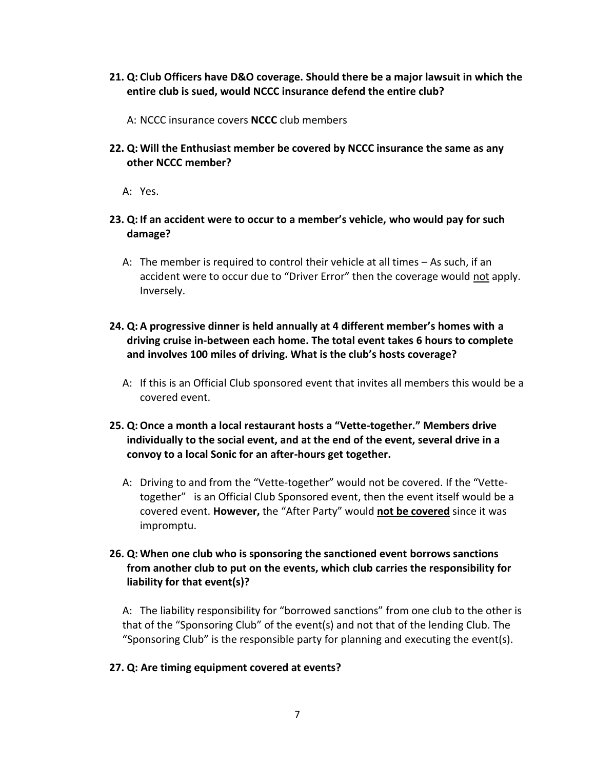**21. Q: Club Officers have D&O coverage. Should there be a major lawsuit in which the entire club is sued, would NCCC insurance defend the entire club?**

A: NCCC insurance covers **NCCC** club members

**22. Q: Will the Enthusiast member be covered by NCCC insurance the same as any other NCCC member?**

A: Yes.

**23. Q: If an accident were to occur to a member's vehicle, who would pay for such damage?**

A: The member is required to control their vehicle at all times – As such, if an accident were to occur due to "Driver Error" then the coverage would <u>not</u> apply. Inversely.

**24. Q: A progressive dinner is held annually at 4 different member's homes with a driving cruise in-between each home. The total event takes 6 hours to complete and involves 100 miles of driving. What is the club's hosts coverage?**

A: If this is an Official Club sponsored event that invites all members this would be a covered event.

**25. Q: Once a month a local restaurant hosts a "Vette-together." Members drive individually to the social event, and at the end of the event, several drive in a convoy to a local Sonic for an after-hours get together.**

A: Driving to and from the "Vette-together" would not be covered. If the "Vette-together" is an Official Club Sponsored event, then the event itself would be a covered event. **However,** the "After Party" would <u>**not be covered**</u> since it was impromptu.

**26. Q: When one club who is sponsoring the sanctioned event borrows sanctions from another club to put on the events, which club carries the responsibility for liability for that event(s)?**

A: The liability responsibility for "borrowed sanctions" from one club to the other is that of the "Sponsoring Club" of the event(s) and not that of the lending Club. The "Sponsoring Club" is the responsible party for planning and executing the event(s).

**27. Q: Are timing equipment covered at events?**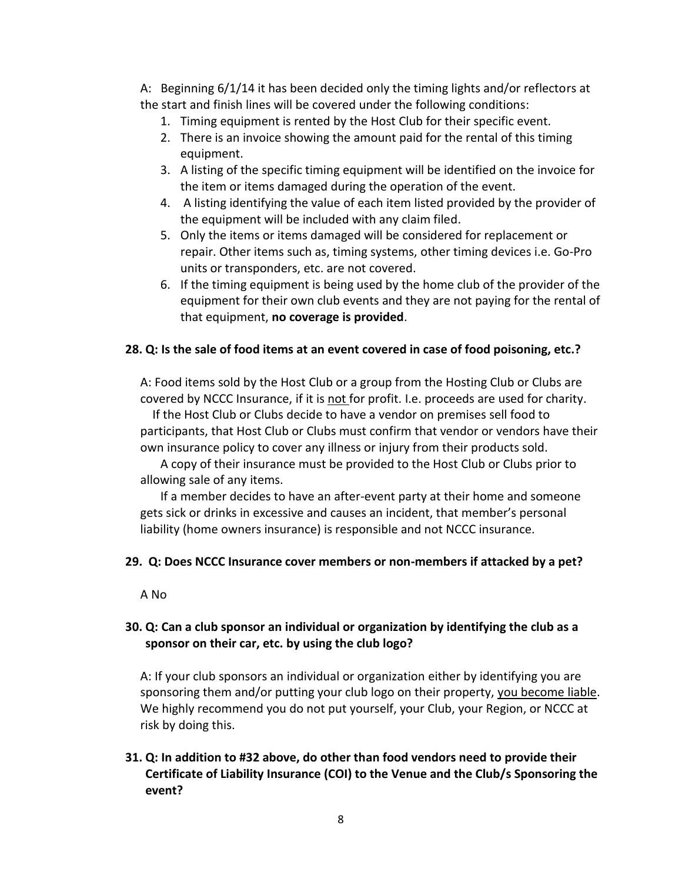A: Beginning 6/1/14 it has been decided only the timing lights and/or reflectors at the start and finish lines will be covered under the following conditions:

1. Timing equipment is rented by the Host Club for their specific event.
2. There is an invoice showing the amount paid for the rental of this timing equipment.
3. A listing of the specific timing equipment will be identified on the invoice for the item or items damaged during the operation of the event.
4. A listing identifying the value of each item listed provided by the provider of the equipment will be included with any claim filed.
5. Only the items or items damaged will be considered for replacement or repair. Other items such as, timing systems, other timing devices i.e. Go-Pro units or transponders, etc. are not covered.
6. If the timing equipment is being used by the home club of the provider of the equipment for their own club events and they are not paying for the rental of that equipment, **no coverage is provided**.

**28. Q: Is the sale of food items at an event covered in case of food poisoning, etc.?**

A: Food items sold by the Host Club or a group from the Hosting Club or Clubs are covered by NCCC Insurance, if it is <u>not</u> for profit. I.e. proceeds are used for charity.

If the Host Club or Clubs decide to have a vendor on premises sell food to participants, that Host Club or Clubs must confirm that vendor or vendors have their own insurance policy to cover any illness or injury from their products sold.

A copy of their insurance must be provided to the Host Club or Clubs prior to allowing sale of any items.

If a member decides to have an after-event party at their home and someone gets sick or drinks in excessive and causes an incident, that member's personal liability (home owners insurance) is responsible and not NCCC insurance.

**29. Q: Does NCCC Insurance cover members or non-members if attacked by a pet?**

A No

**30. Q: Can a club sponsor an individual or organization by identifying the club as a sponsor on their car, etc. by using the club logo?**

A: If your club sponsors an individual or organization either by identifying you are sponsoring them and/or putting your club logo on their property, <u>you become liable</u>. We highly recommend you do not put yourself, your Club, your Region, or NCCC at risk by doing this.

**31. Q: In addition to #32 above, do other than food vendors need to provide their Certificate of Liability Insurance (COI) to the Venue and the Club/s Sponsoring the event?**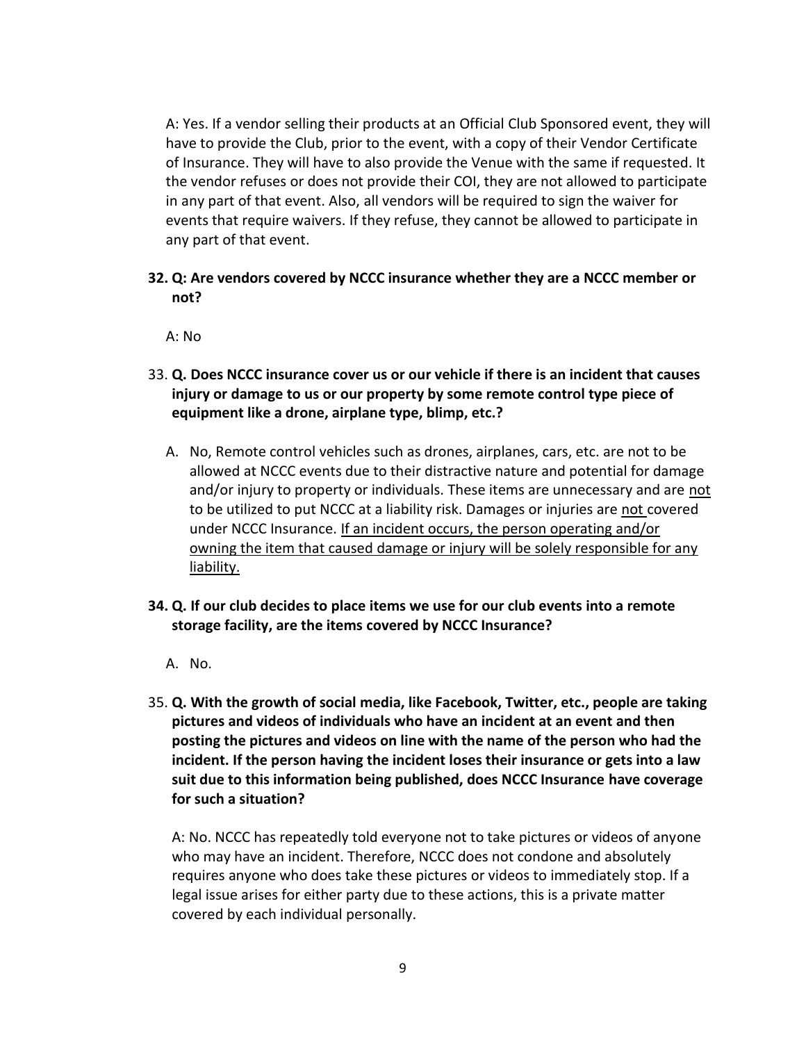A: Yes. If a vendor selling their products at an Official Club Sponsored event, they will have to provide the Club, prior to the event, with a copy of their Vendor Certificate of Insurance. They will have to also provide the Venue with the same if requested. It the vendor refuses or does not provide their COI, they are not allowed to participate in any part of that event. Also, all vendors will be required to sign the waiver for events that require waivers. If they refuse, they cannot be allowed to participate in any part of that event.

32. **Q: Are vendors covered by NCCC insurance whether they are a NCCC member or not?**

    A: No

33. **Q. Does NCCC insurance cover us or our vehicle if there is an incident that causes injury or damage to us or our property by some remote control type piece of equipment like a drone, airplane type, blimp, etc.?**

    A. No, Remote control vehicles such as drones, airplanes, cars, etc. are not to be allowed at NCCC events due to their distractive nature and potential for damage and/or injury to property or individuals. These items are unnecessary and are <u>not</u> to be utilized to put NCCC at a liability risk. Damages or injuries are <u>not</u> covered under NCCC Insurance. <u>If an incident occurs, the person operating and/or owning the item that caused damage or injury will be solely responsible for any liability.</u>

34. **Q. If our club decides to place items we use for our club events into a remote storage facility, are the items covered by NCCC Insurance?**

    A. No.

35. **Q. With the growth of social media, like Facebook, Twitter, etc., people are taking pictures and videos of individuals who have an incident at an event and then posting the pictures and videos on line with the name of the person who had the incident. If the person having the incident loses their insurance or gets into a law suit due to this information being published, does NCCC Insurance have coverage for such a situation?**

    A: No. NCCC has repeatedly told everyone not to take pictures or videos of anyone who may have an incident. Therefore, NCCC does not condone and absolutely requires anyone who does take these pictures or videos to immediately stop. If a legal issue arises for either party due to these actions, this is a private matter covered by each individual personally.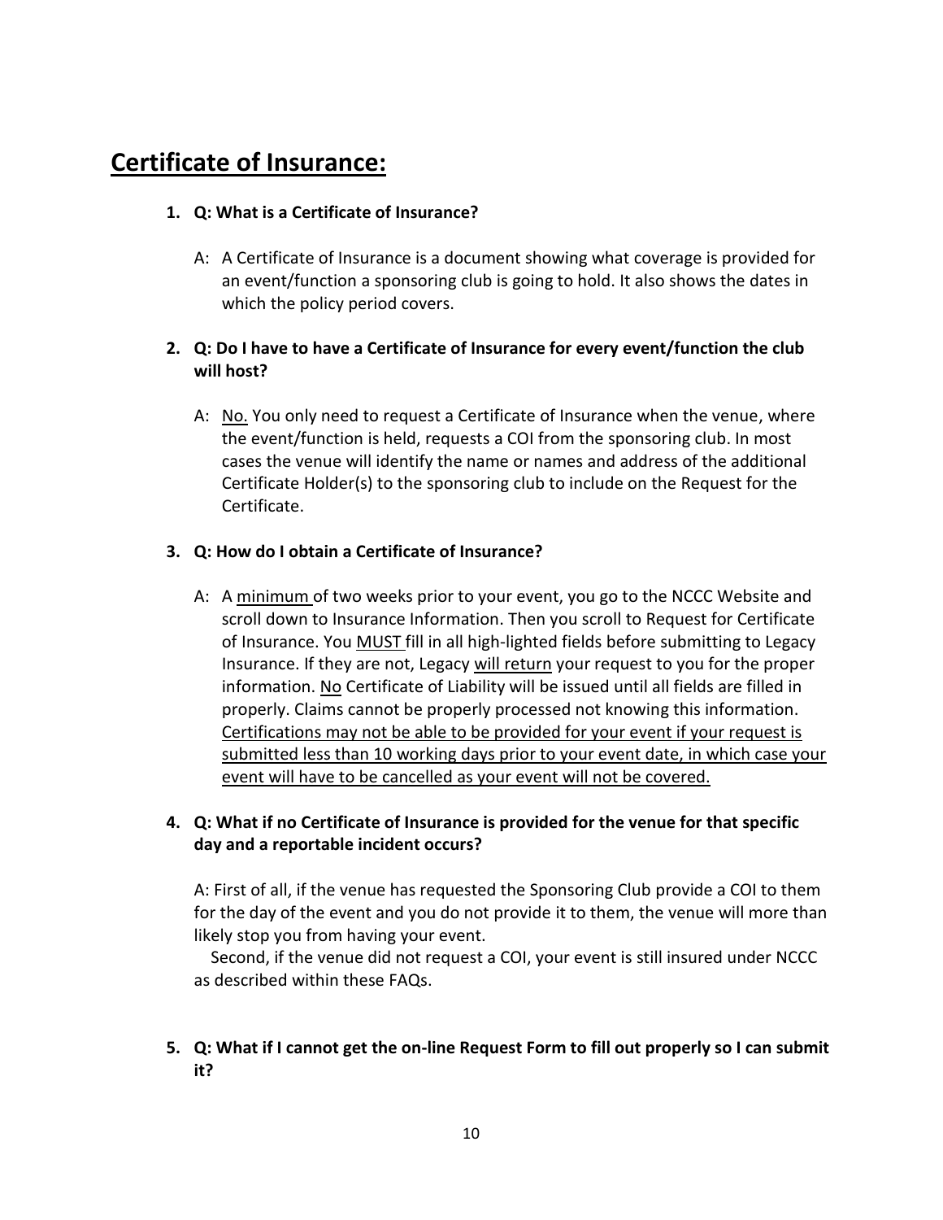## **Certificate of Insurance:**

1. **Q: What is a Certificate of Insurance?**

   A: A Certificate of Insurance is a document showing what coverage is provided for an event/function a sponsoring club is going to hold. It also shows the dates in which the policy period covers.

2. **Q: Do I have to have a Certificate of Insurance for every event/function the club will host?**

   A: <u>No.</u> You only need to request a Certificate of Insurance when the venue, where the event/function is held, requests a COI from the sponsoring club. In most cases the venue will identify the name or names and address of the additional Certificate Holder(s) to the sponsoring club to include on the Request for the Certificate.

3. **Q: How do I obtain a Certificate of Insurance?**

   A: A <u>minimum</u> of two weeks prior to your event, you go to the NCCC Website and scroll down to Insurance Information. Then you scroll to Request for Certificate of Insurance. You <u>MUST</u> fill in all high-lighted fields before submitting to Legacy Insurance. If they are not, Legacy <u>will return</u> your request to you for the proper information. <u>No</u> Certificate of Liability will be issued until all fields are filled in properly. Claims cannot be properly processed not knowing this information. <u>Certifications may not be able to be provided for your event if your request is submitted less than 10 working days prior to your event date, in which case your event will have to be cancelled as your event will not be covered.</u>

4. **Q: What if no Certificate of Insurance is provided for the venue for that specific day and a reportable incident occurs?**

   A: First of all, if the venue has requested the Sponsoring Club provide a COI to them for the day of the event and you do not provide it to them, the venue will more than likely stop you from having your event.

   Second, if the venue did not request a COI, your event is still insured under NCCC as described within these FAQs.

5. **Q: What if I cannot get the on-line Request Form to fill out properly so I can submit it?**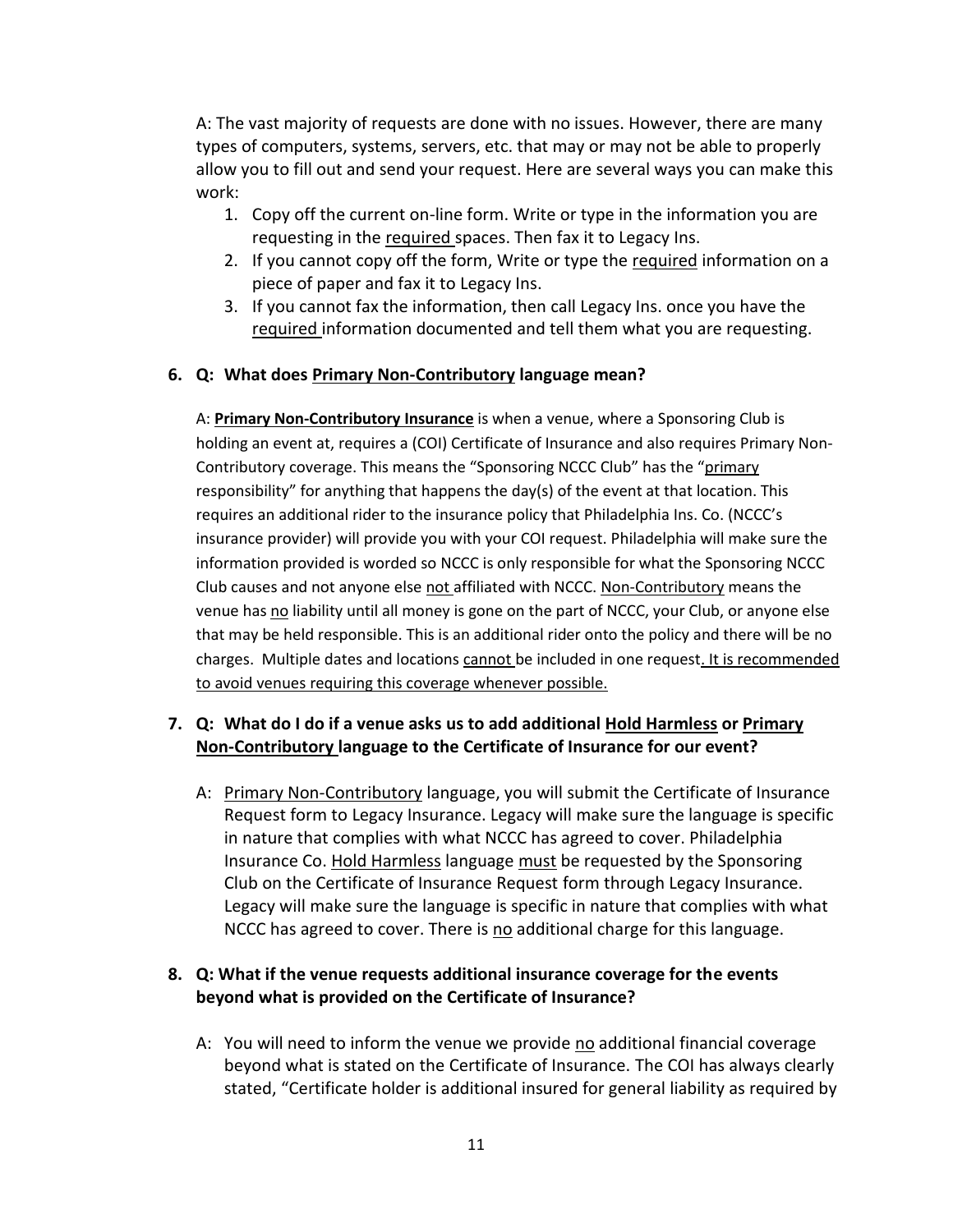A: The vast majority of requests are done with no issues. However, there are many types of computers, systems, servers, etc. that may or may not be able to properly allow you to fill out and send your request. Here are several ways you can make this work:

1. Copy off the current on-line form. Write or type in the information you are requesting in the required spaces. Then fax it to Legacy Ins.
2. If you cannot copy off the form, Write or type the required information on a piece of paper and fax it to Legacy Ins.
3. If you cannot fax the information, then call Legacy Ins. once you have the required information documented and tell them what you are requesting.

**6. Q: What does Primary Non-Contributory language mean?**

A: **Primary Non-Contributory Insurance** is when a venue, where a Sponsoring Club is holding an event at, requires a (COI) Certificate of Insurance and also requires Primary Non-Contributory coverage. This means the "Sponsoring NCCC Club" has the "primary responsibility" for anything that happens the day(s) of the event at that location. This requires an additional rider to the insurance policy that Philadelphia Ins. Co. (NCCC's insurance provider) will provide you with your COI request. Philadelphia will make sure the information provided is worded so NCCC is only responsible for what the Sponsoring NCCC Club causes and not anyone else not affiliated with NCCC. Non-Contributory means the venue has no liability until all money is gone on the part of NCCC, your Club, or anyone else that may be held responsible. This is an additional rider onto the policy and there will be no charges. Multiple dates and locations cannot be included in one request. It is recommended to avoid venues requiring this coverage whenever possible.

**7. Q: What do I do if a venue asks us to add additional Hold Harmless or Primary Non-Contributory language to the Certificate of Insurance for our event?**

A: Primary Non-Contributory language, you will submit the Certificate of Insurance Request form to Legacy Insurance. Legacy will make sure the language is specific in nature that complies with what NCCC has agreed to cover. Philadelphia Insurance Co. Hold Harmless language must be requested by the Sponsoring Club on the Certificate of Insurance Request form through Legacy Insurance. Legacy will make sure the language is specific in nature that complies with what NCCC has agreed to cover. There is no additional charge for this language.

**8. Q: What if the venue requests additional insurance coverage for the events beyond what is provided on the Certificate of Insurance?**

A: You will need to inform the venue we provide no additional financial coverage beyond what is stated on the Certificate of Insurance. The COI has always clearly stated, "Certificate holder is additional insured for general liability as required by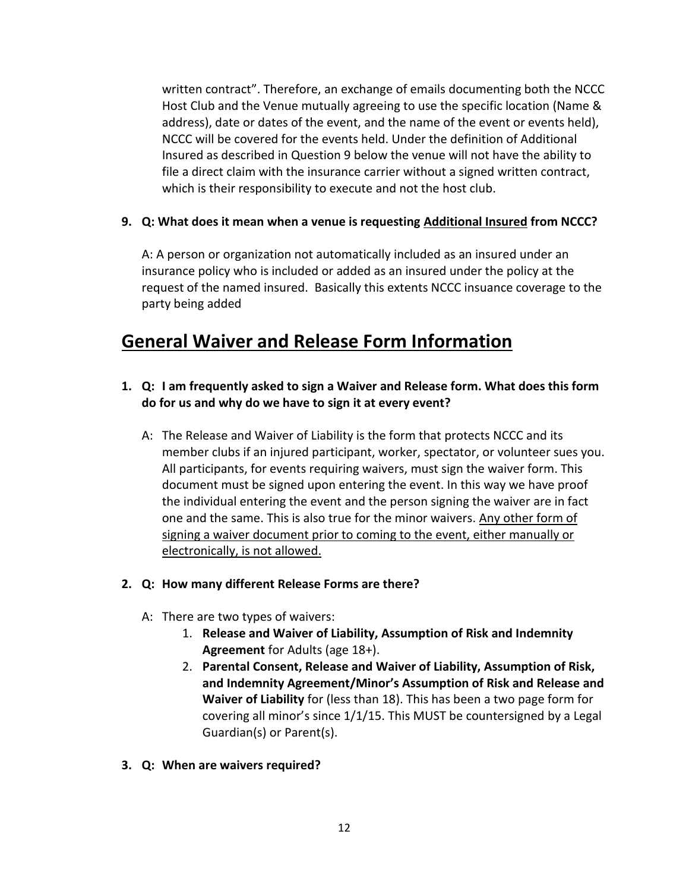written contract". Therefore, an exchange of emails documenting both the NCCC Host Club and the Venue mutually agreeing to use the specific location (Name & address), date or dates of the event, and the name of the event or events held), NCCC will be covered for the events held. Under the definition of Additional Insured as described in Question 9 below the venue will not have the ability to file a direct claim with the insurance carrier without a signed written contract, which is their responsibility to execute and not the host club.

**9. Q: What does it mean when a venue is requesting <u>Additional Insured</u> from NCCC?**

A: A person or organization not automatically included as an insured under an insurance policy who is included or added as an insured under the policy at the request of the named insured. Basically this extents NCCC insuance coverage to the party being added

# <u>General Waiver and Release Form Information</u>

**1. Q: I am frequently asked to sign a Waiver and Release form. What does this form do for us and why do we have to sign it at every event?**

A: The Release and Waiver of Liability is the form that protects NCCC and its member clubs if an injured participant, worker, spectator, or volunteer sues you. All participants, for events requiring waivers, must sign the waiver form. This document must be signed upon entering the event. In this way we have proof the individual entering the event and the person signing the waiver are in fact one and the same. This is also true for the minor waivers. <u>Any other form of signing a waiver document prior to coming to the event, either manually or electronically, is not allowed.</u>

**2. Q: How many different Release Forms are there?**

A: There are two types of waivers:

1. **Release and Waiver of Liability, Assumption of Risk and Indemnity Agreement** for Adults (age 18+).
2. **Parental Consent, Release and Waiver of Liability, Assumption of Risk, and Indemnity Agreement/Minor's Assumption of Risk and Release and Waiver of Liability** for (less than 18). This has been a two page form for covering all minor's since 1/1/15. This MUST be countersigned by a Legal Guardian(s) or Parent(s).

**3. Q: When are waivers required?**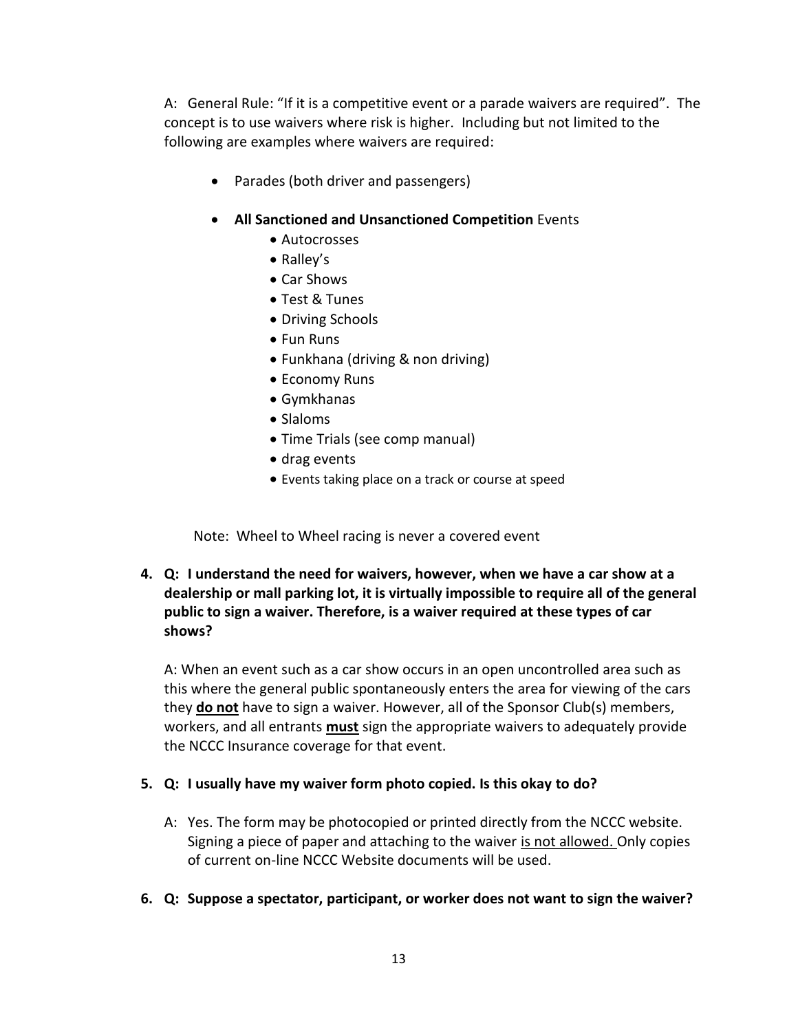A: General Rule: "If it is a competitive event or a parade waivers are required". The concept is to use waivers where risk is higher. Including but not limited to the following are examples where waivers are required:

- Parades (both driver and passengers)
- **All Sanctioned and Unsanctioned Competition** Events
  - Autocrosses
  - Ralley's
  - Car Shows
  - Test & Tunes
  - Driving Schools
  - Fun Runs
  - Funkhana (driving & non driving)
  - Economy Runs
  - Gymkhanas
  - Slaloms
  - Time Trials (see comp manual)
  - drag events
  - Events taking place on a track or course at speed

Note: Wheel to Wheel racing is never a covered event

**4. Q: I understand the need for waivers, however, when we have a car show at a dealership or mall parking lot, it is virtually impossible to require all of the general public to sign a waiver. Therefore, is a waiver required at these types of car shows?**

A: When an event such as a car show occurs in an open uncontrolled area such as this where the general public spontaneously enters the area for viewing of the cars they <u>**do not**</u> have to sign a waiver. However, all of the Sponsor Club(s) members, workers, and all entrants <u>**must**</u> sign the appropriate waivers to adequately provide the NCCC Insurance coverage for that event.

**5. Q: I usually have my waiver form photo copied. Is this okay to do?**

A: Yes. The form may be photocopied or printed directly from the NCCC website. Signing a piece of paper and attaching to the waiver <u>is not allowed.</u> Only copies of current on-line NCCC Website documents will be used.

**6. Q: Suppose a spectator, participant, or worker does not want to sign the waiver?**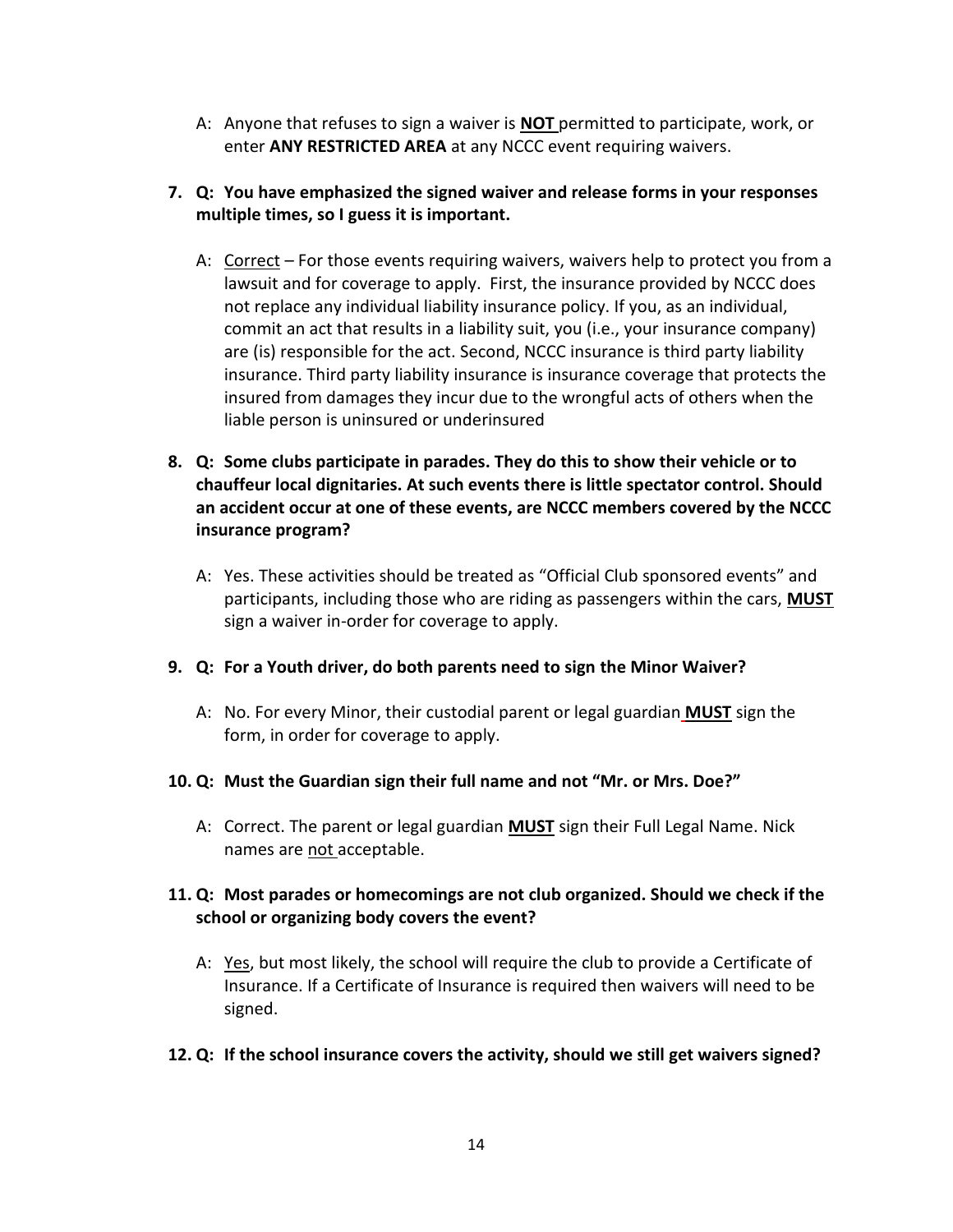A: Anyone that refuses to sign a waiver is **NOT** permitted to participate, work, or enter **ANY RESTRICTED AREA** at any NCCC event requiring waivers.

**7. Q: You have emphasized the signed waiver and release forms in your responses multiple times, so I guess it is important.**

A: Correct – For those events requiring waivers, waivers help to protect you from a lawsuit and for coverage to apply. First, the insurance provided by NCCC does not replace any individual liability insurance policy. If you, as an individual, commit an act that results in a liability suit, you (i.e., your insurance company) are (is) responsible for the act. Second, NCCC insurance is third party liability insurance. Third party liability insurance is insurance coverage that protects the insured from damages they incur due to the wrongful acts of others when the liable person is uninsured or underinsured

**8. Q: Some clubs participate in parades. They do this to show their vehicle or to chauffeur local dignitaries. At such events there is little spectator control. Should an accident occur at one of these events, are NCCC members covered by the NCCC insurance program?**

A: Yes. These activities should be treated as "Official Club sponsored events" and participants, including those who are riding as passengers within the cars, **MUST** sign a waiver in-order for coverage to apply.

**9. Q: For a Youth driver, do both parents need to sign the Minor Waiver?**

A: No. For every Minor, their custodial parent or legal guardian **MUST** sign the form, in order for coverage to apply.

**10. Q: Must the Guardian sign their full name and not "Mr. or Mrs. Doe?"**

A: Correct. The parent or legal guardian **MUST** sign their Full Legal Name. Nick names are not acceptable.

**11. Q: Most parades or homecomings are not club organized. Should we check if the school or organizing body covers the event?**

A: Yes, but most likely, the school will require the club to provide a Certificate of Insurance. If a Certificate of Insurance is required then waivers will need to be signed.

**12. Q: If the school insurance covers the activity, should we still get waivers signed?**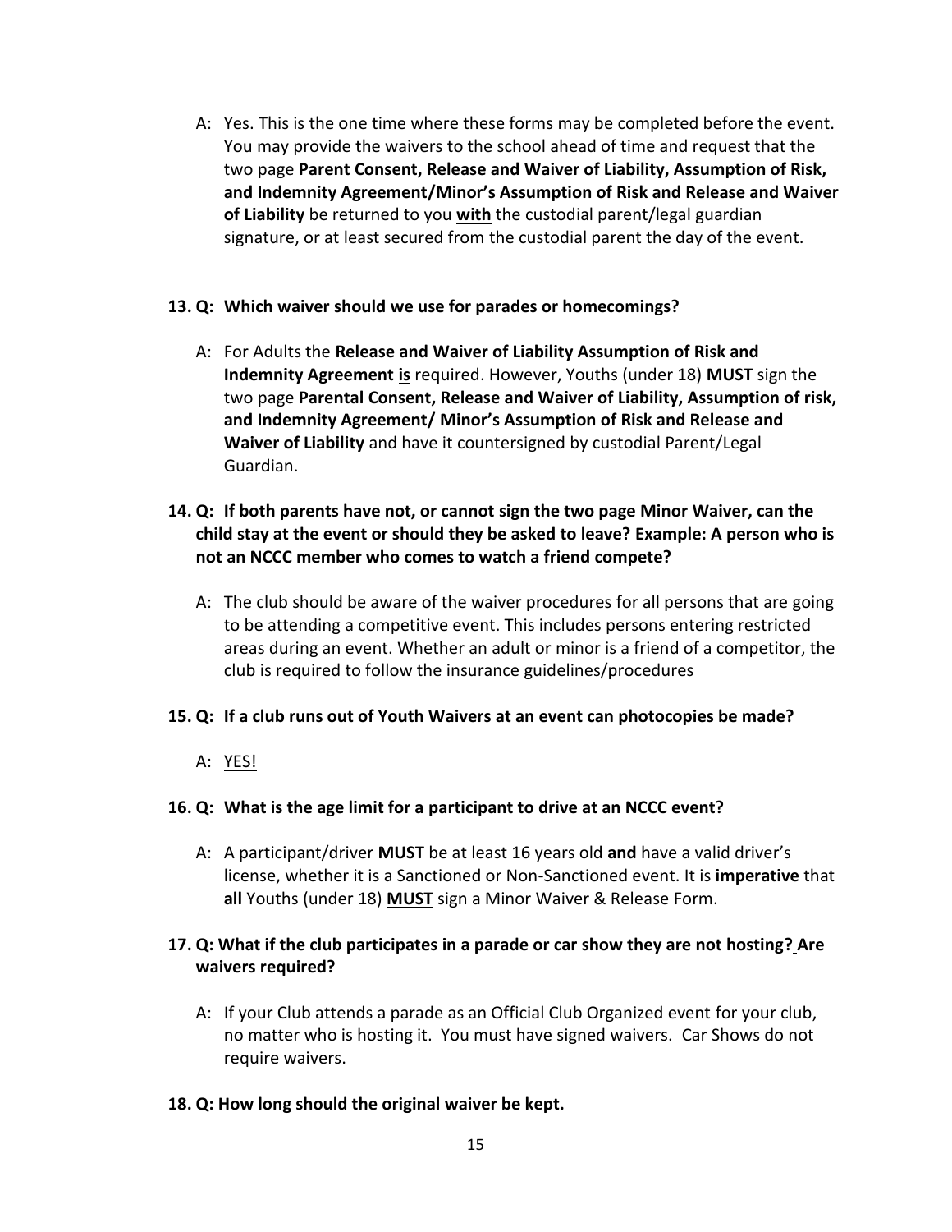A: Yes. This is the one time where these forms may be completed before the event. You may provide the waivers to the school ahead of time and request that the two page **Parent Consent, Release and Waiver of Liability, Assumption of Risk, and Indemnity Agreement/Minor's Assumption of Risk and Release and Waiver of Liability** be returned to you **with** the custodial parent/legal guardian signature, or at least secured from the custodial parent the day of the event.

**13. Q: Which waiver should we use for parades or homecomings?**

A: For Adults the **Release and Waiver of Liability Assumption of Risk and Indemnity Agreement is** required. However, Youths (under 18) **MUST** sign the two page **Parental Consent, Release and Waiver of Liability, Assumption of risk, and Indemnity Agreement/ Minor's Assumption of Risk and Release and Waiver of Liability** and have it countersigned by custodial Parent/Legal Guardian.

**14. Q: If both parents have not, or cannot sign the two page Minor Waiver, can the child stay at the event or should they be asked to leave? Example: A person who is not an NCCC member who comes to watch a friend compete?**

A: The club should be aware of the waiver procedures for all persons that are going to be attending a competitive event. This includes persons entering restricted areas during an event. Whether an adult or minor is a friend of a competitor, the club is required to follow the insurance guidelines/procedures

**15. Q: If a club runs out of Youth Waivers at an event can photocopies be made?**

A: YES!

**16. Q: What is the age limit for a participant to drive at an NCCC event?**

A: A participant/driver **MUST** be at least 16 years old **and** have a valid driver's license, whether it is a Sanctioned or Non-Sanctioned event. It is **imperative** that **all** Youths (under 18) **MUST** sign a Minor Waiver & Release Form.

**17. Q: What if the club participates in a parade or car show they are not hosting? Are waivers required?**

A: If your Club attends a parade as an Official Club Organized event for your club, no matter who is hosting it. You must have signed waivers. Car Shows do not require waivers.

**18. Q: How long should the original waiver be kept.**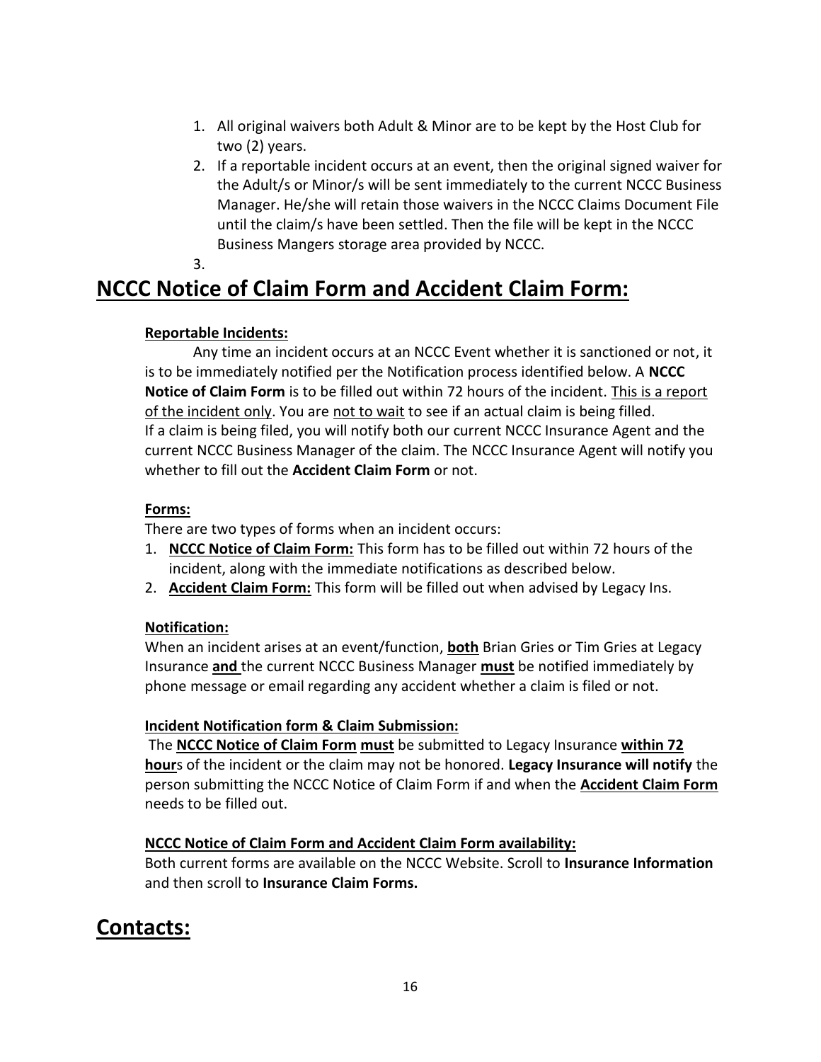1. All original waivers both Adult & Minor are to be kept by the Host Club for two (2) years.
2. If a reportable incident occurs at an event, then the original signed waiver for the Adult/s or Minor/s will be sent immediately to the current NCCC Business Manager. He/she will retain those waivers in the NCCC Claims Document File until the claim/s have been settled. Then the file will be kept in the NCCC Business Mangers storage area provided by NCCC.
3.

## NCCC Notice of Claim Form and Accident Claim Form:

**Reportable Incidents:**

Any time an incident occurs at an NCCC Event whether it is sanctioned or not, it is to be immediately notified per the Notification process identified below. A **NCCC Notice of Claim Form** is to be filled out within 72 hours of the incident. This is a report of the incident only. You are not to wait to see if an actual claim is being filled. If a claim is being filed, you will notify both our current NCCC Insurance Agent and the current NCCC Business Manager of the claim. The NCCC Insurance Agent will notify you whether to fill out the **Accident Claim Form** or not.

**Forms:**

There are two types of forms when an incident occurs:

1. **NCCC Notice of Claim Form:** This form has to be filled out within 72 hours of the incident, along with the immediate notifications as described below.
2. **Accident Claim Form:** This form will be filled out when advised by Legacy Ins.

**Notification:**

When an incident arises at an event/function, **both** Brian Gries or Tim Gries at Legacy Insurance **and** the current NCCC Business Manager **must** be notified immediately by phone message or email regarding any accident whether a claim is filed or not.

**Incident Notification form & Claim Submission:**

The **NCCC Notice of Claim Form must** be submitted to Legacy Insurance **within 72 hours** of the incident or the claim may not be honored. **Legacy Insurance will notify** the person submitting the NCCC Notice of Claim Form if and when the **Accident Claim Form** needs to be filled out.

**NCCC Notice of Claim Form and Accident Claim Form availability:**

Both current forms are available on the NCCC Website. Scroll to **Insurance Information** and then scroll to **Insurance Claim Forms.**

## Contacts: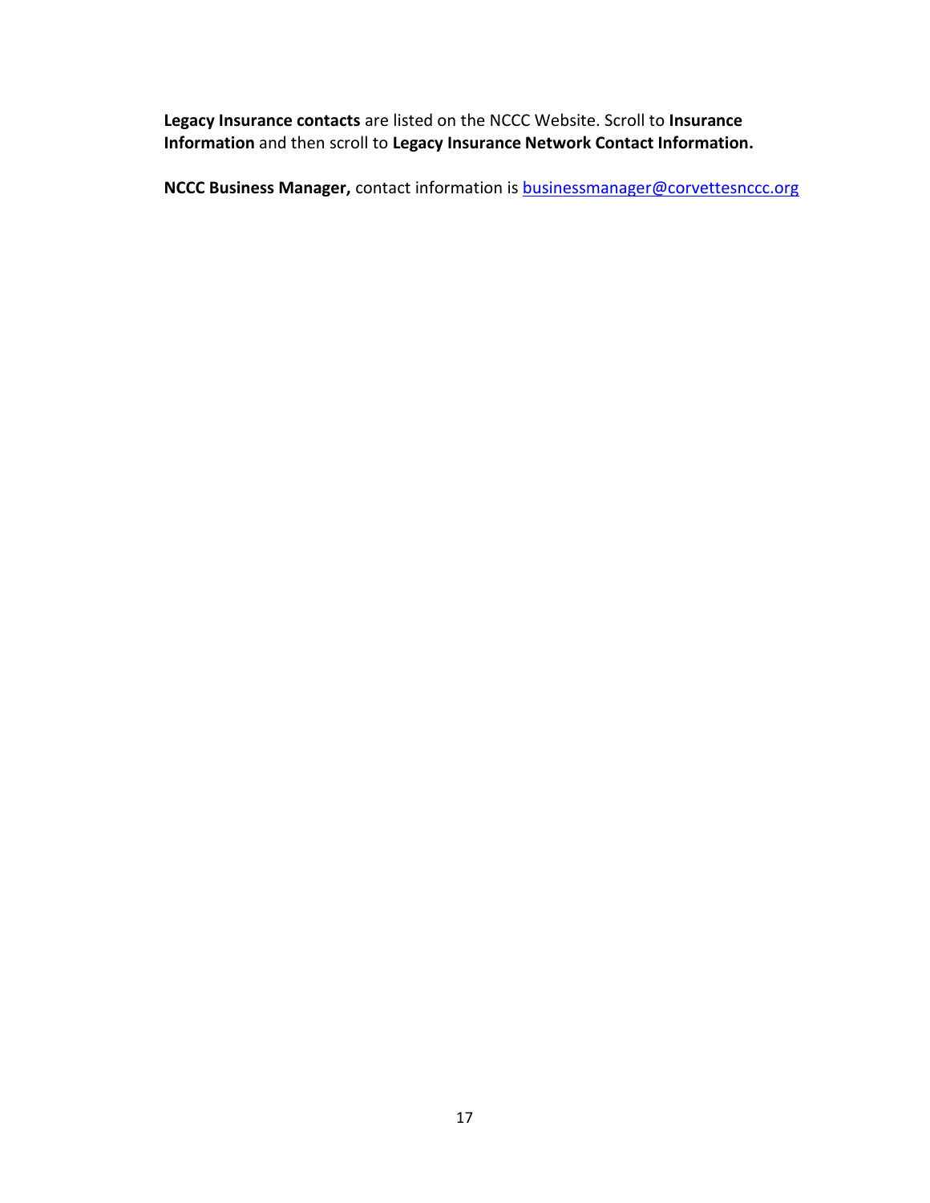**Legacy Insurance contacts** are listed on the NCCC Website. Scroll to **Insurance Information** and then scroll to **Legacy Insurance Network Contact Information.**

**NCCC Business Manager,** contact information is businessmanager@corvettesnccc.org